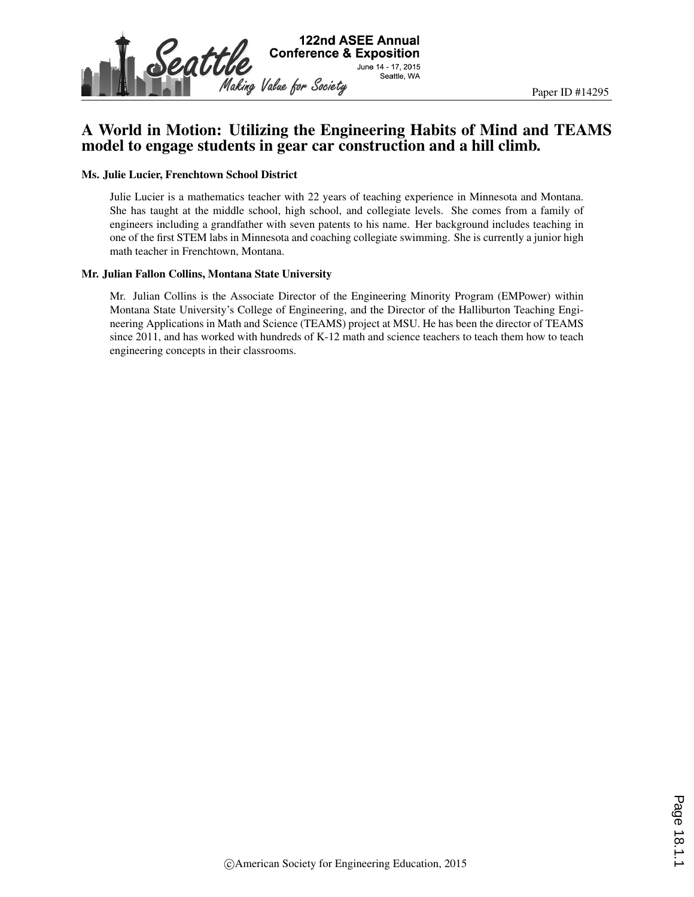# A World in Motion: Utilizing the Engineering Habits of Mind and TEAMS model to engage students in gear car construction and a hill climb.

**Ms. Julie Lucier, Frenchtown School District**

Julie Lucier is a mathematics teacher with 22 years of teaching experience in Minnesota and Montana. She has taught at the middle school, high school, and collegiate levels. She comes from a family of engineers including a grandfather with seven patents to his name. Her background includes teaching in one of the first STEM labs in Minnesota and coaching collegiate swimming. She is currently a junior high math teacher in Frenchtown, Montana.

**Mr. Julian Fallon Collins, Montana State University**

Mr. Julian Collins is the Associate Director of the Engineering Minority Program (EMPower) within Montana State University's College of Engineering, and the Director of the Halliburton Teaching Engineering Applications in Math and Science (TEAMS) project at MSU. He has been the director of TEAMS since 2011, and has worked with hundreds of K-12 math and science teachers to teach them how to teach engineering concepts in their classrooms.

©American Society for Engineering Education, 2015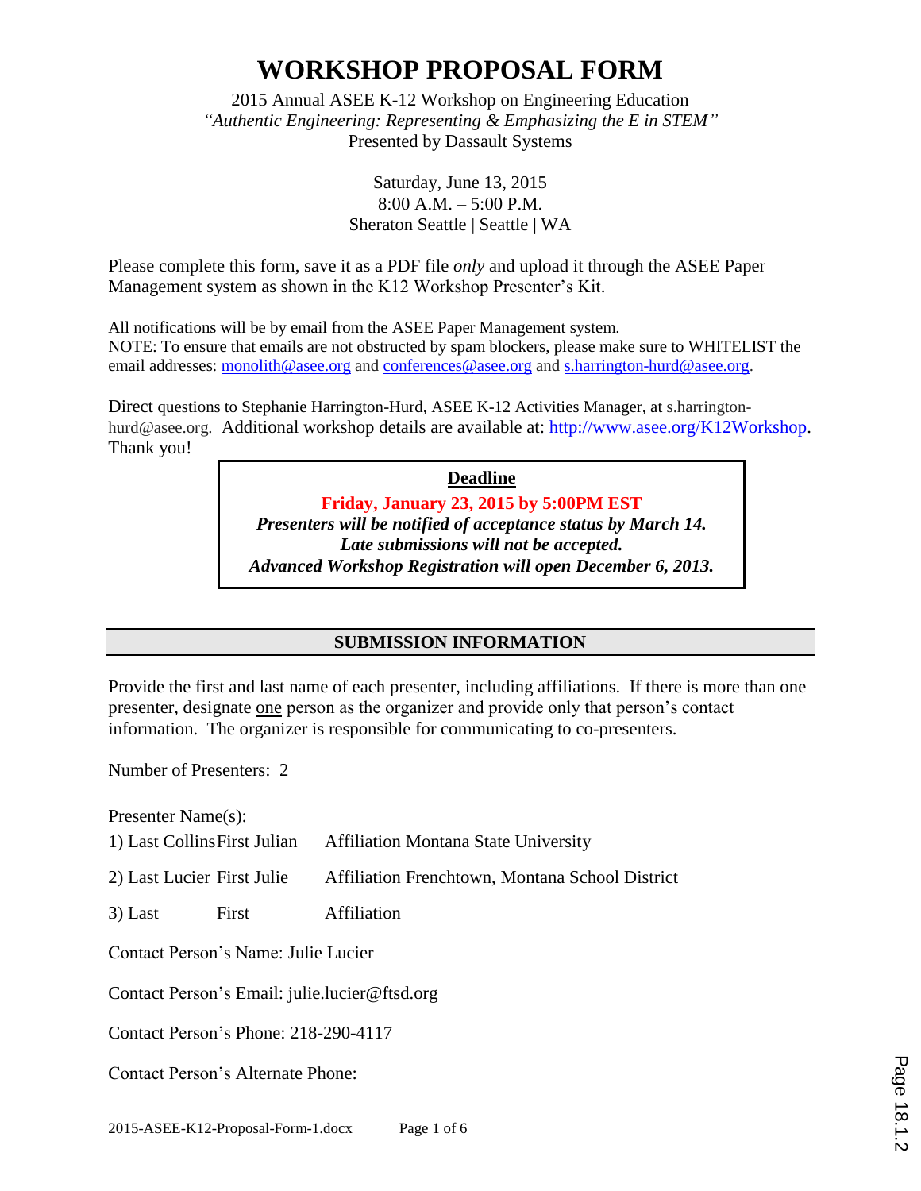# WORKSHOP PROPOSAL FORM

2015 Annual ASEE K-12 Workshop on Engineering Education
*"Authentic Engineering: Representing & Emphasizing the E in STEM"*
Presented by Dassault Systems

Saturday, June 13, 2015
8:00 A.M. – 5:00 P.M.
Sheraton Seattle | Seattle | WA

Please complete this form, save it as a PDF file *only* and upload it through the ASEE Paper Management system as shown in the K12 Workshop Presenter's Kit.

All notifications will be by email from the ASEE Paper Management system.
NOTE: To ensure that emails are not obstructed by spam blockers, please make sure to WHITELIST the email addresses: monolith@asee.org and conferences@asee.org and s.harrington-hurd@asee.org.

Direct questions to Stephanie Harrington-Hurd, ASEE K-12 Activities Manager, at s.harrington-hurd@asee.org. Additional workshop details are available at: http://www.asee.org/K12Workshop. Thank you!

**Deadline**

**Friday, January 23, 2015 by 5:00PM EST**
***Presenters will be notified of acceptance status by March 14.***
***Late submissions will not be accepted.***
***Advanced Workshop Registration will open December 6, 2013.***

## SUBMISSION INFORMATION

Provide the first and last name of each presenter, including affiliations. If there is more than one presenter, designate one person as the organizer and provide only that person's contact information. The organizer is responsible for communicating to co-presenters.

Number of Presenters: 2

Presenter Name(s):

1) Last Collins First Julian Affiliation Montana State University

2) Last Lucier First Julie Affiliation Frenchtown, Montana School District

3) Last First Affiliation

Contact Person's Name: Julie Lucier

Contact Person's Email: julie.lucier@ftsd.org

Contact Person's Phone: 218-290-4117

Contact Person's Alternate Phone: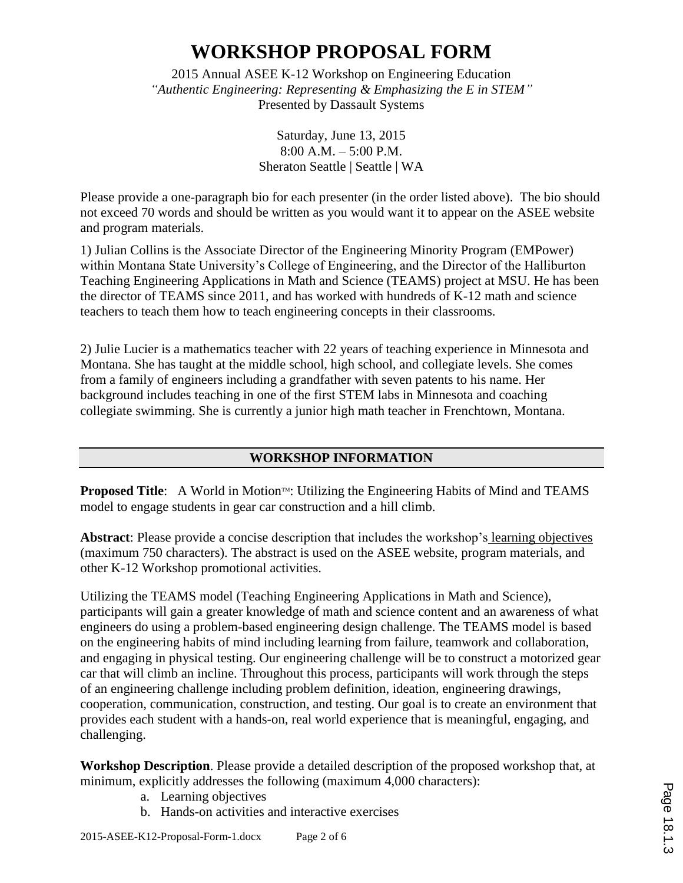# WORKSHOP PROPOSAL FORM

2015 Annual ASEE K-12 Workshop on Engineering Education
*"Authentic Engineering: Representing & Emphasizing the E in STEM"*
Presented by Dassault Systems

Saturday, June 13, 2015
8:00 A.M. – 5:00 P.M.
Sheraton Seattle | Seattle | WA

Please provide a one-paragraph bio for each presenter (in the order listed above). The bio should not exceed 70 words and should be written as you would want it to appear on the ASEE website and program materials.

1) Julian Collins is the Associate Director of the Engineering Minority Program (EMPower) within Montana State University's College of Engineering, and the Director of the Halliburton Teaching Engineering Applications in Math and Science (TEAMS) project at MSU. He has been the director of TEAMS since 2011, and has worked with hundreds of K-12 math and science teachers to teach them how to teach engineering concepts in their classrooms.

2) Julie Lucier is a mathematics teacher with 22 years of teaching experience in Minnesota and Montana. She has taught at the middle school, high school, and collegiate levels. She comes from a family of engineers including a grandfather with seven patents to his name. Her background includes teaching in one of the first STEM labs in Minnesota and coaching collegiate swimming. She is currently a junior high math teacher in Frenchtown, Montana.

## WORKSHOP INFORMATION

**Proposed Title**: A World in Motion™: Utilizing the Engineering Habits of Mind and TEAMS model to engage students in gear car construction and a hill climb.

**Abstract**: Please provide a concise description that includes the workshop's learning objectives (maximum 750 characters). The abstract is used on the ASEE website, program materials, and other K-12 Workshop promotional activities.

Utilizing the TEAMS model (Teaching Engineering Applications in Math and Science), participants will gain a greater knowledge of math and science content and an awareness of what engineers do using a problem-based engineering design challenge. The TEAMS model is based on the engineering habits of mind including learning from failure, teamwork and collaboration, and engaging in physical testing. Our engineering challenge will be to construct a motorized gear car that will climb an incline. Throughout this process, participants will work through the steps of an engineering challenge including problem definition, ideation, engineering drawings, cooperation, communication, construction, and testing. Our goal is to create an environment that provides each student with a hands-on, real world experience that is meaningful, engaging, and challenging.

**Workshop Description**. Please provide a detailed description of the proposed workshop that, at minimum, explicitly addresses the following (maximum 4,000 characters):

a. Learning objectives
b. Hands-on activities and interactive exercises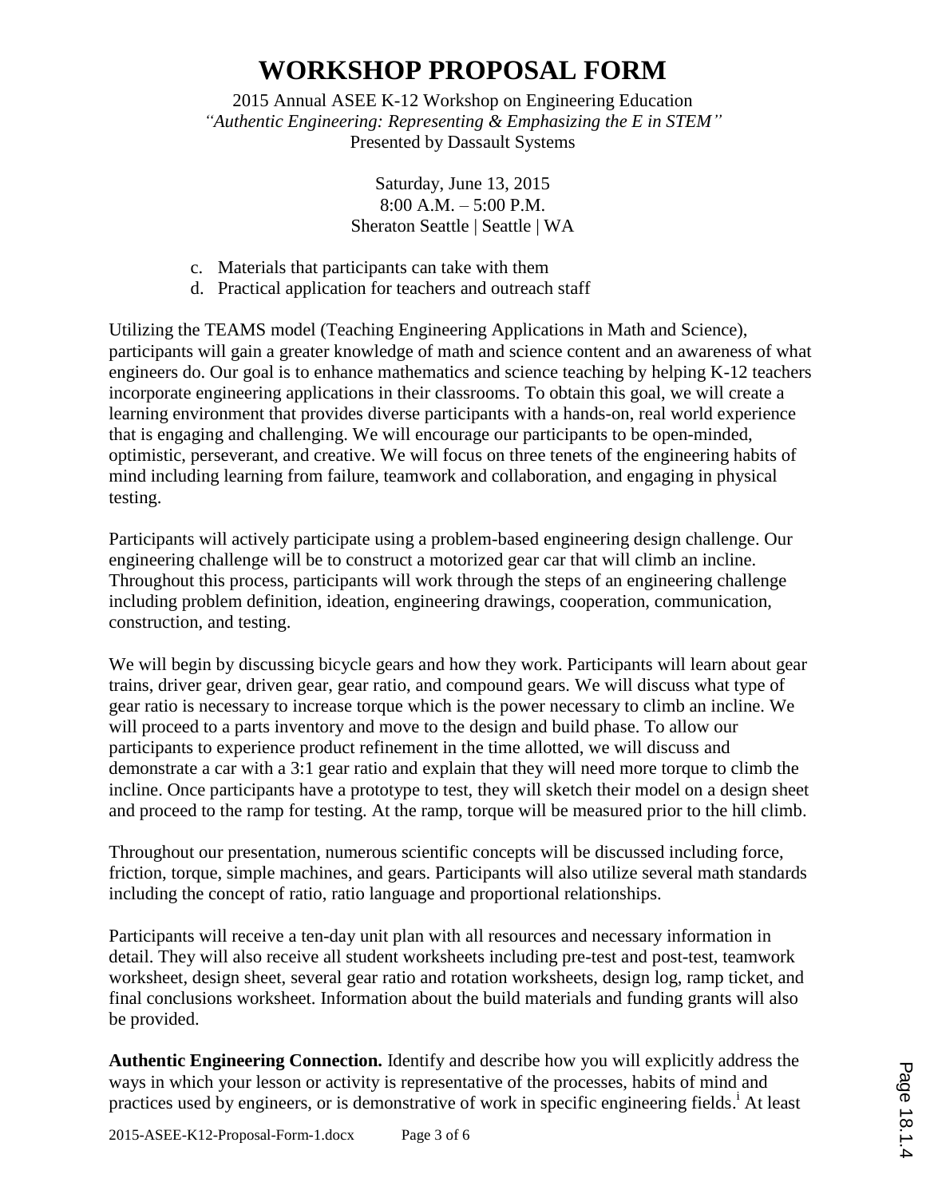# WORKSHOP PROPOSAL FORM

2015 Annual ASEE K-12 Workshop on Engineering Education
*"Authentic Engineering: Representing & Emphasizing the E in STEM"*
Presented by Dassault Systems

Saturday, June 13, 2015
8:00 A.M. – 5:00 P.M.
Sheraton Seattle | Seattle | WA

c. Materials that participants can take with them
d. Practical application for teachers and outreach staff

Utilizing the TEAMS model (Teaching Engineering Applications in Math and Science), participants will gain a greater knowledge of math and science content and an awareness of what engineers do. Our goal is to enhance mathematics and science teaching by helping K-12 teachers incorporate engineering applications in their classrooms. To obtain this goal, we will create a learning environment that provides diverse participants with a hands-on, real world experience that is engaging and challenging. We will encourage our participants to be open-minded, optimistic, perseverant, and creative. We will focus on three tenets of the engineering habits of mind including learning from failure, teamwork and collaboration, and engaging in physical testing.

Participants will actively participate using a problem-based engineering design challenge. Our engineering challenge will be to construct a motorized gear car that will climb an incline. Throughout this process, participants will work through the steps of an engineering challenge including problem definition, ideation, engineering drawings, cooperation, communication, construction, and testing.

We will begin by discussing bicycle gears and how they work. Participants will learn about gear trains, driver gear, driven gear, gear ratio, and compound gears. We will discuss what type of gear ratio is necessary to increase torque which is the power necessary to climb an incline. We will proceed to a parts inventory and move to the design and build phase. To allow our participants to experience product refinement in the time allotted, we will discuss and demonstrate a car with a 3:1 gear ratio and explain that they will need more torque to climb the incline. Once participants have a prototype to test, they will sketch their model on a design sheet and proceed to the ramp for testing. At the ramp, torque will be measured prior to the hill climb.

Throughout our presentation, numerous scientific concepts will be discussed including force, friction, torque, simple machines, and gears. Participants will also utilize several math standards including the concept of ratio, ratio language and proportional relationships.

Participants will receive a ten-day unit plan with all resources and necessary information in detail. They will also receive all student worksheets including pre-test and post-test, teamwork worksheet, design sheet, several gear ratio and rotation worksheets, design log, ramp ticket, and final conclusions worksheet. Information about the build materials and funding grants will also be provided.

**Authentic Engineering Connection.** Identify and describe how you will explicitly address the ways in which your lesson or activity is representative of the processes, habits of mind and practices used by engineers, or is demonstrative of work in specific engineering fields.[i] At least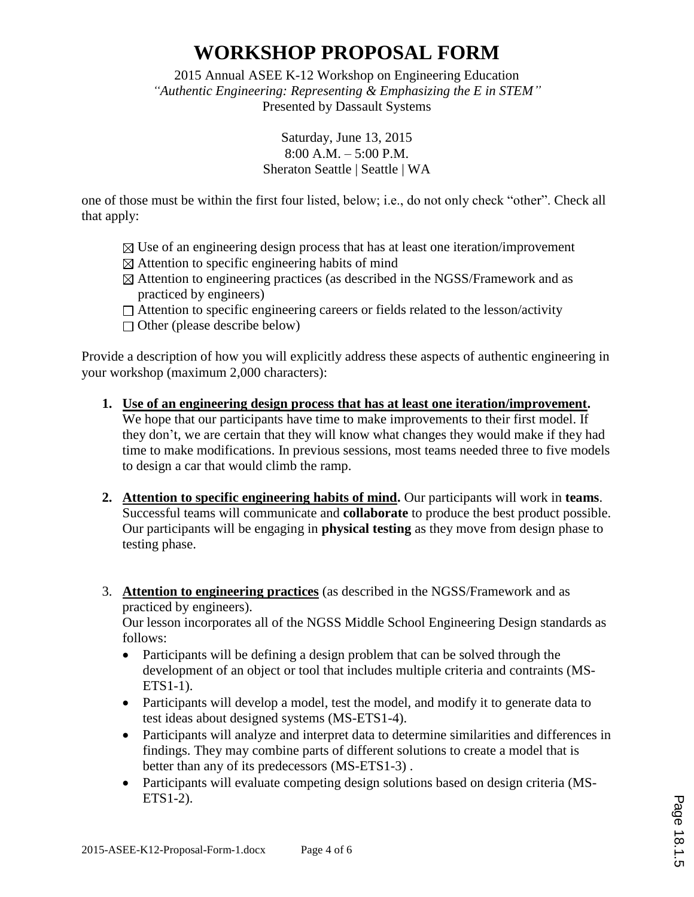# WORKSHOP PROPOSAL FORM

2015 Annual ASEE K-12 Workshop on Engineering Education
*"Authentic Engineering: Representing & Emphasizing the E in STEM"*
Presented by Dassault Systems

Saturday, June 13, 2015
8:00 A.M. – 5:00 P.M.
Sheraton Seattle | Seattle | WA

one of those must be within the first four listed, below; i.e., do not only check "other". Check all that apply:

- ☒ Use of an engineering design process that has at least one iteration/improvement
- ☒ Attention to specific engineering habits of mind
- ☒ Attention to engineering practices (as described in the NGSS/Framework and as practiced by engineers)
- ☐ Attention to specific engineering careers or fields related to the lesson/activity
- ☐ Other (please describe below)

Provide a description of how you will explicitly address these aspects of authentic engineering in your workshop (maximum 2,000 characters):

1. **Use of an engineering design process that has at least one iteration/improvement.** We hope that our participants have time to make improvements to their first model. If they don't, we are certain that they will know what changes they would make if they had time to make modifications. In previous sessions, most teams needed three to five models to design a car that would climb the ramp.

2. **Attention to specific engineering habits of mind.** Our participants will work in **teams**. Successful teams will communicate and **collaborate** to produce the best product possible. Our participants will be engaging in **physical testing** as they move from design phase to testing phase.

3. **Attention to engineering practices** (as described in the NGSS/Framework and as practiced by engineers).
   Our lesson incorporates all of the NGSS Middle School Engineering Design standards as follows:
   - Participants will be defining a design problem that can be solved through the development of an object or tool that includes multiple criteria and contraints (MS-ETS1-1).
   - Participants will develop a model, test the model, and modify it to generate data to test ideas about designed systems (MS-ETS1-4).
   - Participants will analyze and interpret data to determine similarities and differences in findings. They may combine parts of different solutions to create a model that is better than any of its predecessors (MS-ETS1-3) .
   - Participants will evaluate competing design solutions based on design criteria (MS-ETS1-2).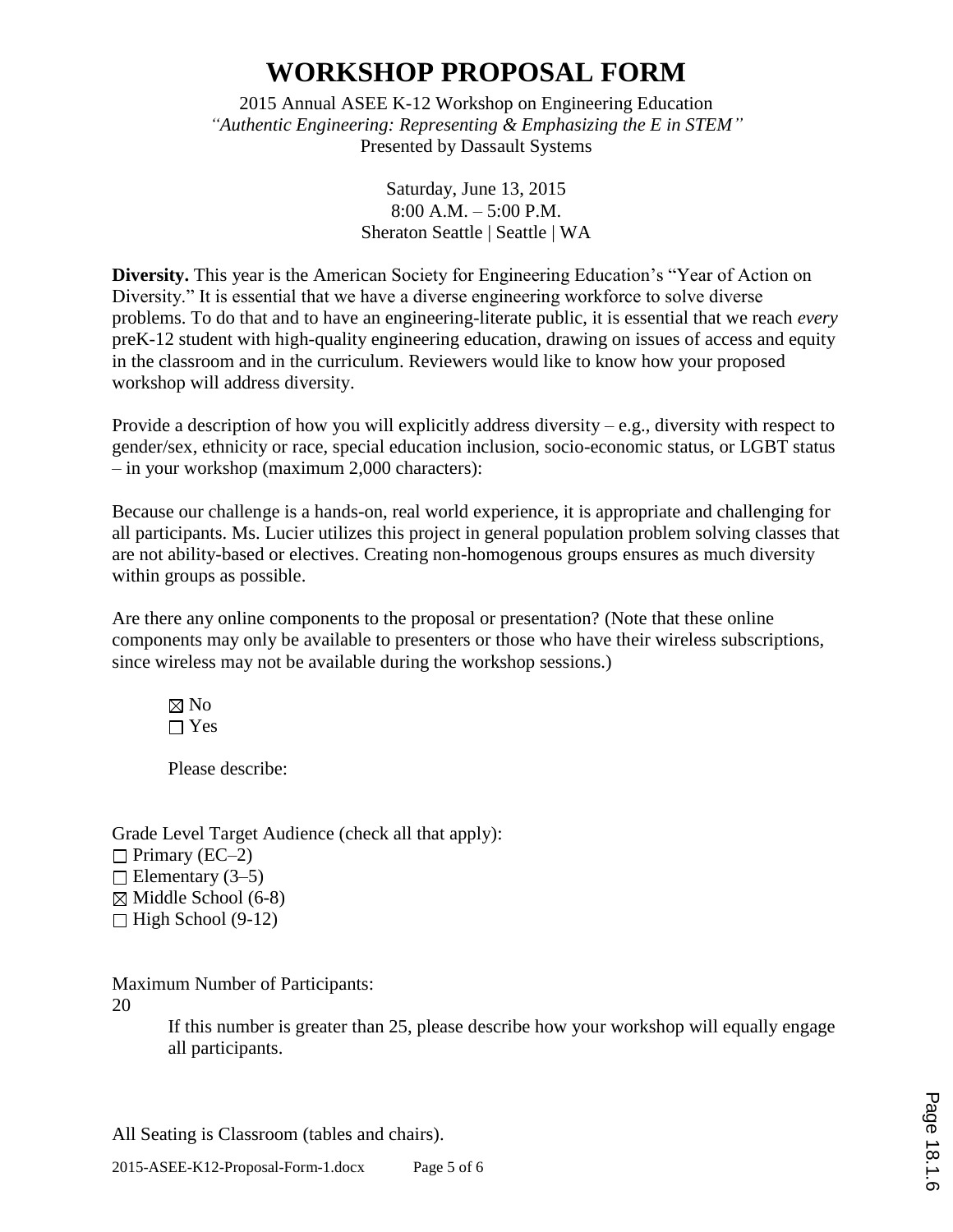# WORKSHOP PROPOSAL FORM

2015 Annual ASEE K-12 Workshop on Engineering Education
*"Authentic Engineering: Representing & Emphasizing the E in STEM"*
Presented by Dassault Systems

Saturday, June 13, 2015
8:00 A.M. – 5:00 P.M.
Sheraton Seattle | Seattle | WA

**Diversity.** This year is the American Society for Engineering Education's "Year of Action on Diversity." It is essential that we have a diverse engineering workforce to solve diverse problems. To do that and to have an engineering-literate public, it is essential that we reach *every* preK-12 student with high-quality engineering education, drawing on issues of access and equity in the classroom and in the curriculum. Reviewers would like to know how your proposed workshop will address diversity.

Provide a description of how you will explicitly address diversity – e.g., diversity with respect to gender/sex, ethnicity or race, special education inclusion, socio-economic status, or LGBT status – in your workshop (maximum 2,000 characters):

Because our challenge is a hands-on, real world experience, it is appropriate and challenging for all participants. Ms. Lucier utilizes this project in general population problem solving classes that are not ability-based or electives. Creating non-homogenous groups ensures as much diversity within groups as possible.

Are there any online components to the proposal or presentation? (Note that these online components may only be available to presenters or those who have their wireless subscriptions, since wireless may not be available during the workshop sessions.)

- ☒ No
- ☐ Yes

Please describe:

Grade Level Target Audience (check all that apply):

- ☐ Primary (EC–2)
- ☐ Elementary (3–5)
- ☒ Middle School (6-8)
- ☐ High School (9-12)

Maximum Number of Participants:
20

If this number is greater than 25, please describe how your workshop will equally engage all participants.

All Seating is Classroom (tables and chairs).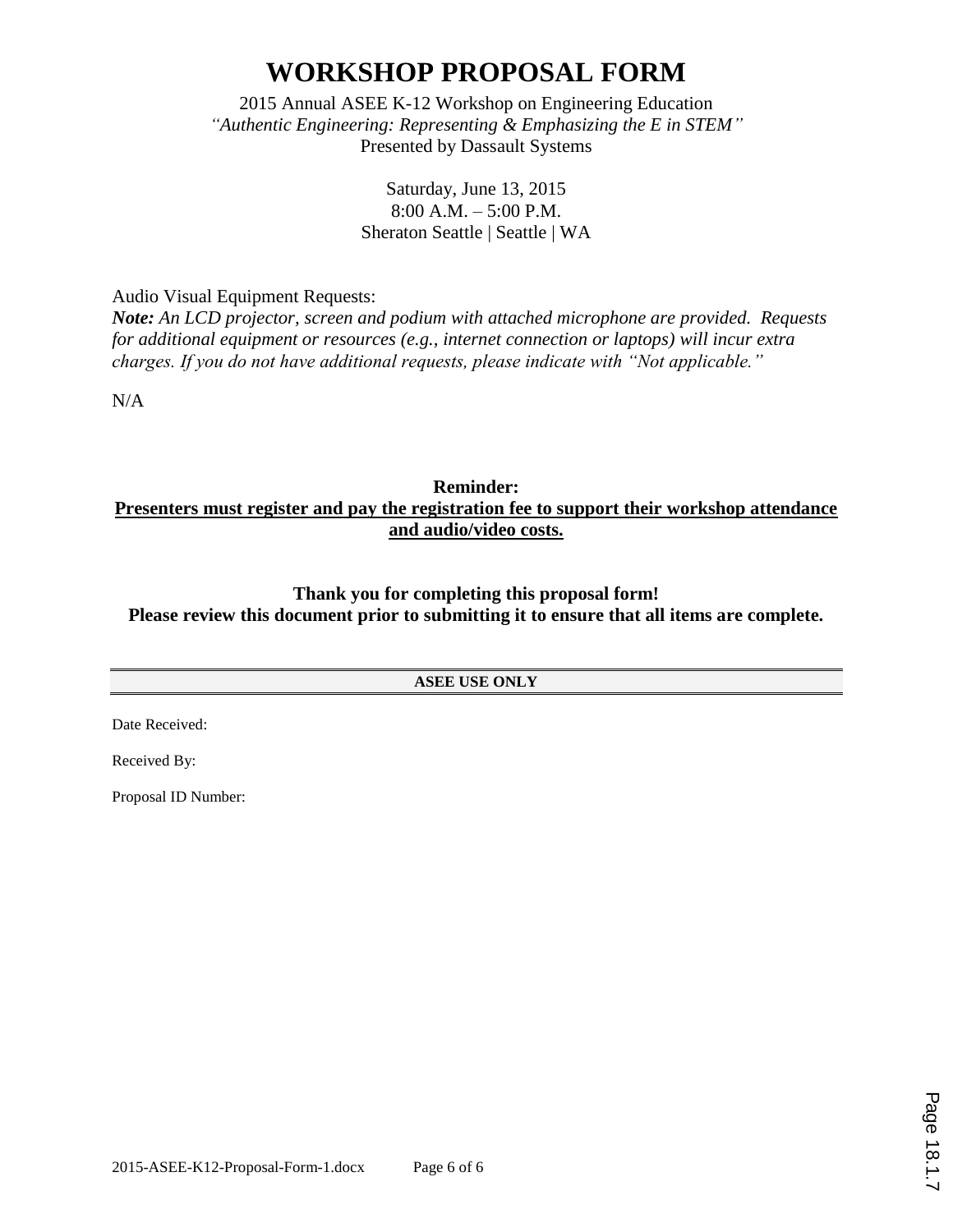# WORKSHOP PROPOSAL FORM

2015 Annual ASEE K-12 Workshop on Engineering Education
*"Authentic Engineering: Representing & Emphasizing the E in STEM"*
Presented by Dassault Systems

Saturday, June 13, 2015
8:00 A.M. – 5:00 P.M.
Sheraton Seattle | Seattle | WA

Audio Visual Equipment Requests:
***Note:*** *An LCD projector, screen and podium with attached microphone are provided. Requests for additional equipment or resources (e.g., internet connection or laptops) will incur extra charges. If you do not have additional requests, please indicate with "Not applicable."*

N/A

**Reminder:**
**<u>Presenters must register and pay the registration fee to support their workshop attendance and audio/video costs.</u>**

**Thank you for completing this proposal form!**
**Please review this document prior to submitting it to ensure that all items are complete.**

---

**ASEE USE ONLY**

---

Date Received:

Received By:

Proposal ID Number: